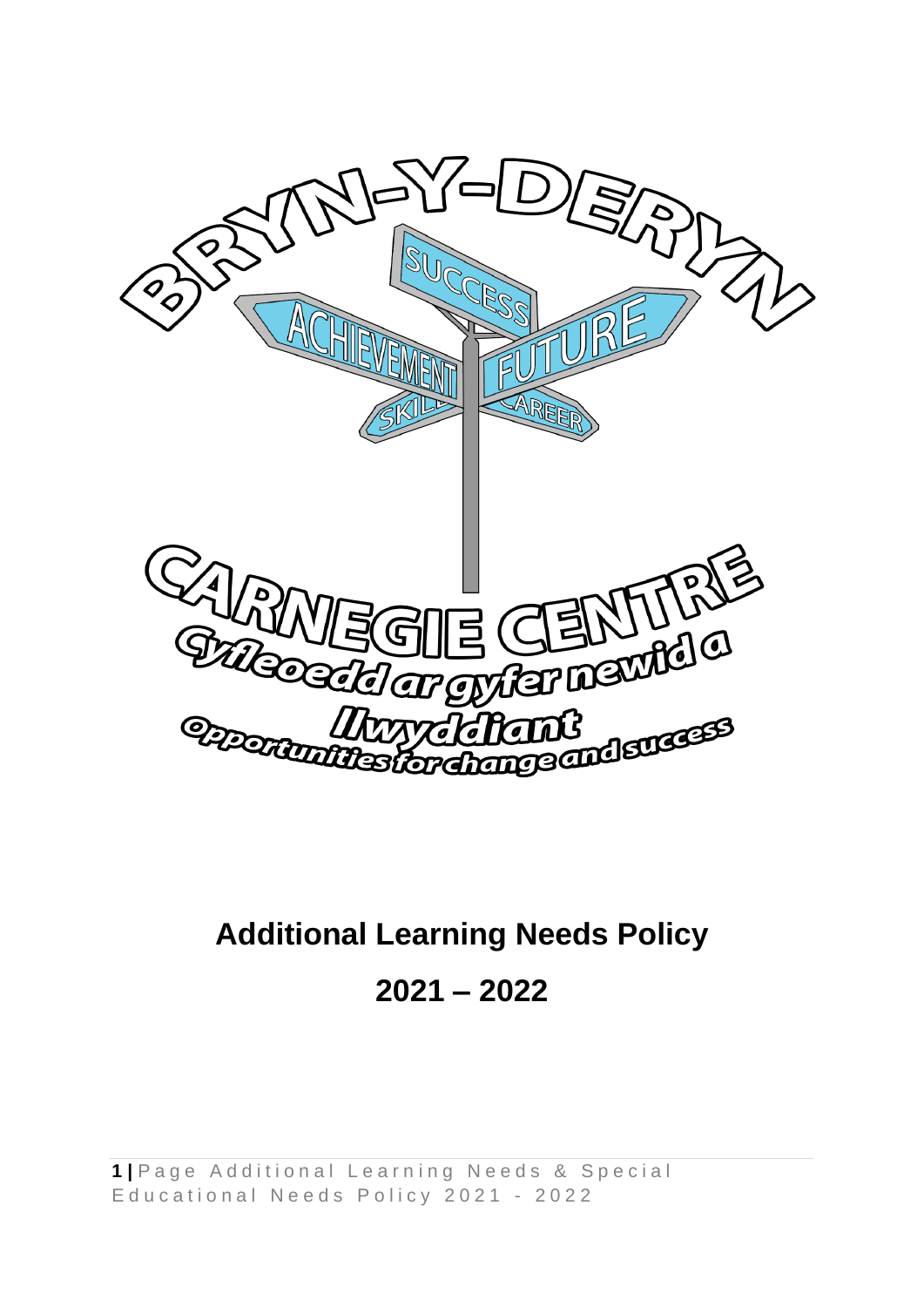BRYN-Y-DERYN

SUCCESS

ACHIEVEMENT

FUTURE

SKILLS

CAREER

CARNEGIE CENTRE

Cyfleoedd ar gyfer newid a llwyddiant

Opportunities for change and success

# Additional Learning Needs Policy

# 2021 – 2022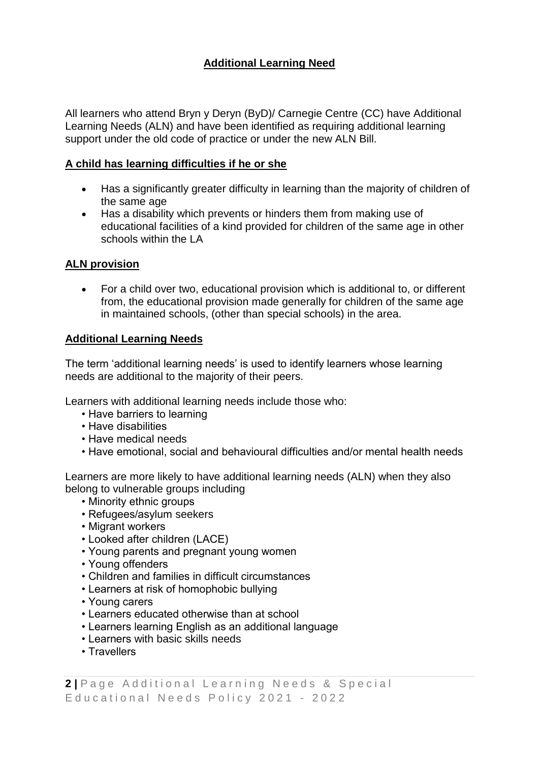## Additional Learning Need

All learners who attend Bryn y Deryn (ByD)/ Carnegie Centre (CC) have Additional Learning Needs (ALN) and have been identified as requiring additional learning support under the old code of practice or under the new ALN Bill.

### A child has learning difficulties if he or she

- Has a significantly greater difficulty in learning than the majority of children of the same age
- Has a disability which prevents or hinders them from making use of educational facilities of a kind provided for children of the same age in other schools within the LA

### ALN provision

- For a child over two, educational provision which is additional to, or different from, the educational provision made generally for children of the same age in maintained schools, (other than special schools) in the area.

### Additional Learning Needs

The term 'additional learning needs' is used to identify learners whose learning needs are additional to the majority of their peers.

Learners with additional learning needs include those who:

- Have barriers to learning
- Have disabilities
- Have medical needs
- Have emotional, social and behavioural difficulties and/or mental health needs

Learners are more likely to have additional learning needs (ALN) when they also belong to vulnerable groups including

- Minority ethnic groups
- Refugees/asylum seekers
- Migrant workers
- Looked after children (LACE)
- Young parents and pregnant young women
- Young offenders
- Children and families in difficult circumstances
- Learners at risk of homophobic bullying
- Young carers
- Learners educated otherwise than at school
- Learners learning English as an additional language
- Learners with basic skills needs
- Travellers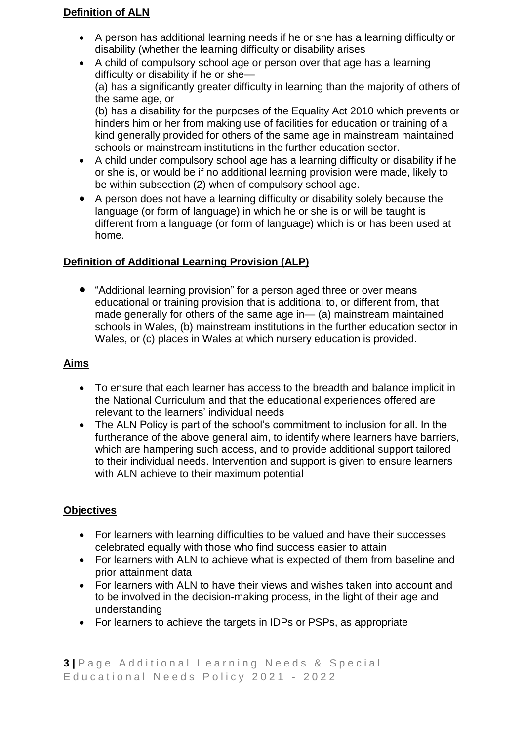**Definition of ALN**

- A person has additional learning needs if he or she has a learning difficulty or disability (whether the learning difficulty or disability arises
- A child of compulsory school age or person over that age has a learning difficulty or disability if he or she—
  (a) has a significantly greater difficulty in learning than the majority of others of the same age, or
  (b) has a disability for the purposes of the Equality Act 2010 which prevents or hinders him or her from making use of facilities for education or training of a kind generally provided for others of the same age in mainstream maintained schools or mainstream institutions in the further education sector.
- A child under compulsory school age has a learning difficulty or disability if he or she is, or would be if no additional learning provision were made, likely to be within subsection (2) when of compulsory school age.
- A person does not have a learning difficulty or disability solely because the language (or form of language) in which he or she is or will be taught is different from a language (or form of language) which is or has been used at home.

**Definition of Additional Learning Provision (ALP)**

- "Additional learning provision" for a person aged three or over means educational or training provision that is additional to, or different from, that made generally for others of the same age in— (a) mainstream maintained schools in Wales, (b) mainstream institutions in the further education sector in Wales, or (c) places in Wales at which nursery education is provided.

**Aims**

- To ensure that each learner has access to the breadth and balance implicit in the National Curriculum and that the educational experiences offered are relevant to the learners' individual needs
- The ALN Policy is part of the school's commitment to inclusion for all. In the furtherance of the above general aim, to identify where learners have barriers, which are hampering such access, and to provide additional support tailored to their individual needs. Intervention and support is given to ensure learners with ALN achieve to their maximum potential

**Objectives**

- For learners with learning difficulties to be valued and have their successes celebrated equally with those who find success easier to attain
- For learners with ALN to achieve what is expected of them from baseline and prior attainment data
- For learners with ALN to have their views and wishes taken into account and to be involved in the decision-making process, in the light of their age and understanding
- For learners to achieve the targets in IDPs or PSPs, as appropriate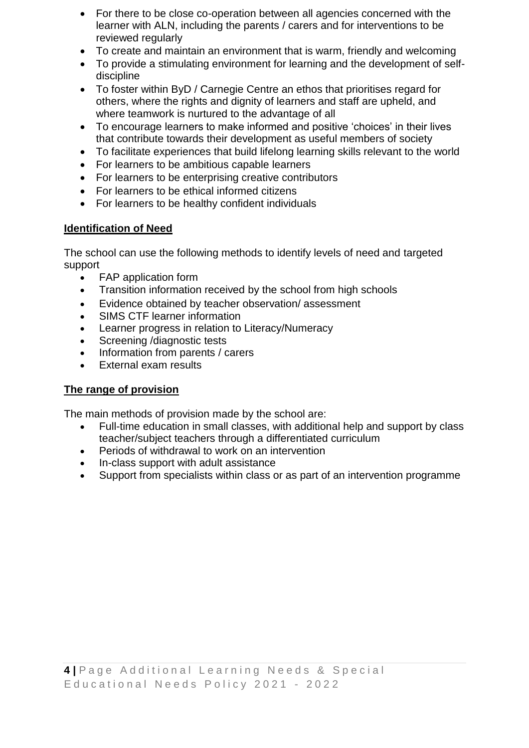- For there to be close co-operation between all agencies concerned with the learner with ALN, including the parents / carers and for interventions to be reviewed regularly
- To create and maintain an environment that is warm, friendly and welcoming
- To provide a stimulating environment for learning and the development of self-discipline
- To foster within ByD / Carnegie Centre an ethos that prioritises regard for others, where the rights and dignity of learners and staff are upheld, and where teamwork is nurtured to the advantage of all
- To encourage learners to make informed and positive 'choices' in their lives that contribute towards their development as useful members of society
- To facilitate experiences that build lifelong learning skills relevant to the world
- For learners to be ambitious capable learners
- For learners to be enterprising creative contributors
- For learners to be ethical informed citizens
- For learners to be healthy confident individuals

**Identification of Need**

The school can use the following methods to identify levels of need and targeted support

- FAP application form
- Transition information received by the school from high schools
- Evidence obtained by teacher observation/ assessment
- SIMS CTF learner information
- Learner progress in relation to Literacy/Numeracy
- Screening /diagnostic tests
- Information from parents / carers
- External exam results

**The range of provision**

The main methods of provision made by the school are:

- Full-time education in small classes, with additional help and support by class teacher/subject teachers through a differentiated curriculum
- Periods of withdrawal to work on an intervention
- In-class support with adult assistance
- Support from specialists within class or as part of an intervention programme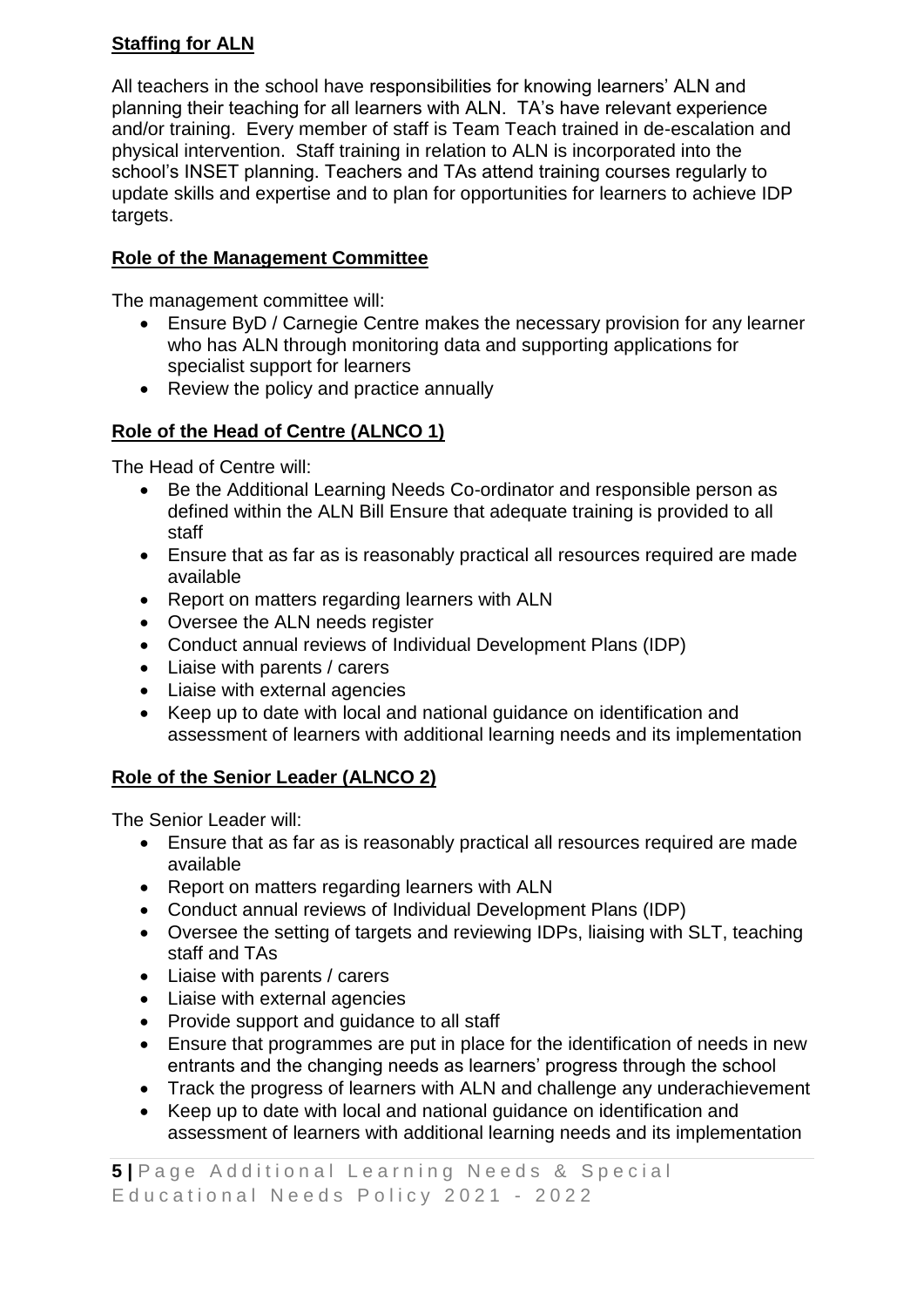**Staffing for ALN**

All teachers in the school have responsibilities for knowing learners' ALN and planning their teaching for all learners with ALN. TA's have relevant experience and/or training. Every member of staff is Team Teach trained in de-escalation and physical intervention. Staff training in relation to ALN is incorporated into the school's INSET planning. Teachers and TAs attend training courses regularly to update skills and expertise and to plan for opportunities for learners to achieve IDP targets.

**Role of the Management Committee**

The management committee will:

- Ensure ByD / Carnegie Centre makes the necessary provision for any learner who has ALN through monitoring data and supporting applications for specialist support for learners
- Review the policy and practice annually

**Role of the Head of Centre (ALNCO 1)**

The Head of Centre will:

- Be the Additional Learning Needs Co-ordinator and responsible person as defined within the ALN Bill Ensure that adequate training is provided to all staff
- Ensure that as far as is reasonably practical all resources required are made available
- Report on matters regarding learners with ALN
- Oversee the ALN needs register
- Conduct annual reviews of Individual Development Plans (IDP)
- Liaise with parents / carers
- Liaise with external agencies
- Keep up to date with local and national guidance on identification and assessment of learners with additional learning needs and its implementation

**Role of the Senior Leader (ALNCO 2)**

The Senior Leader will:

- Ensure that as far as is reasonably practical all resources required are made available
- Report on matters regarding learners with ALN
- Conduct annual reviews of Individual Development Plans (IDP)
- Oversee the setting of targets and reviewing IDPs, liaising with SLT, teaching staff and TAs
- Liaise with parents / carers
- Liaise with external agencies
- Provide support and guidance to all staff
- Ensure that programmes are put in place for the identification of needs in new entrants and the changing needs as learners' progress through the school
- Track the progress of learners with ALN and challenge any underachievement
- Keep up to date with local and national guidance on identification and assessment of learners with additional learning needs and its implementation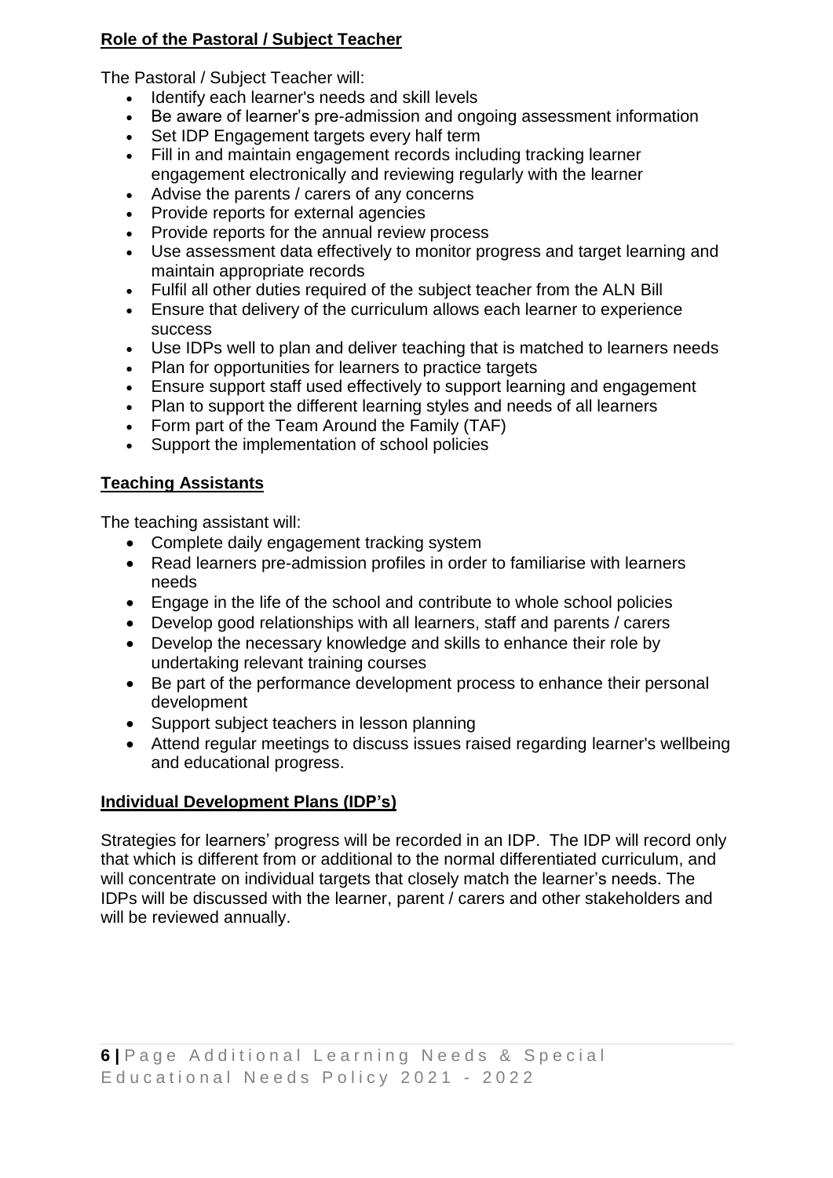## Role of the Pastoral / Subject Teacher

The Pastoral / Subject Teacher will:

- Identify each learner's needs and skill levels
- Be aware of learner's pre-admission and ongoing assessment information
- Set IDP Engagement targets every half term
- Fill in and maintain engagement records including tracking learner engagement electronically and reviewing regularly with the learner
- Advise the parents / carers of any concerns
- Provide reports for external agencies
- Provide reports for the annual review process
- Use assessment data effectively to monitor progress and target learning and maintain appropriate records
- Fulfil all other duties required of the subject teacher from the ALN Bill
- Ensure that delivery of the curriculum allows each learner to experience success
- Use IDPs well to plan and deliver teaching that is matched to learners needs
- Plan for opportunities for learners to practice targets
- Ensure support staff used effectively to support learning and engagement
- Plan to support the different learning styles and needs of all learners
- Form part of the Team Around the Family (TAF)
- Support the implementation of school policies

## Teaching Assistants

The teaching assistant will:

- Complete daily engagement tracking system
- Read learners pre-admission profiles in order to familiarise with learners needs
- Engage in the life of the school and contribute to whole school policies
- Develop good relationships with all learners, staff and parents / carers
- Develop the necessary knowledge and skills to enhance their role by undertaking relevant training courses
- Be part of the performance development process to enhance their personal development
- Support subject teachers in lesson planning
- Attend regular meetings to discuss issues raised regarding learner's wellbeing and educational progress.

## Individual Development Plans (IDP's)

Strategies for learners' progress will be recorded in an IDP. The IDP will record only that which is different from or additional to the normal differentiated curriculum, and will concentrate on individual targets that closely match the learner's needs. The IDPs will be discussed with the learner, parent / carers and other stakeholders and will be reviewed annually.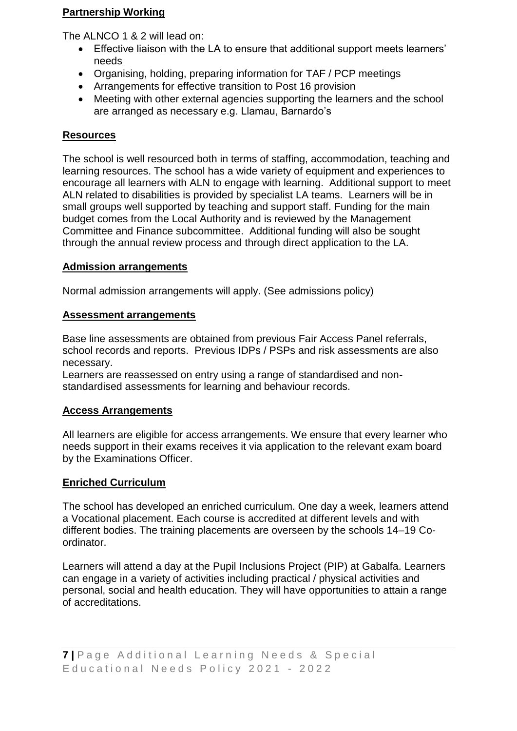## Partnership Working

The ALNCO 1 & 2 will lead on:

- Effective liaison with the LA to ensure that additional support meets learners' needs
- Organising, holding, preparing information for TAF / PCP meetings
- Arrangements for effective transition to Post 16 provision
- Meeting with other external agencies supporting the learners and the school are arranged as necessary e.g. Llamau, Barnardo's

## Resources

The school is well resourced both in terms of staffing, accommodation, teaching and learning resources. The school has a wide variety of equipment and experiences to encourage all learners with ALN to engage with learning. Additional support to meet ALN related to disabilities is provided by specialist LA teams. Learners will be in small groups well supported by teaching and support staff. Funding for the main budget comes from the Local Authority and is reviewed by the Management Committee and Finance subcommittee. Additional funding will also be sought through the annual review process and through direct application to the LA.

## Admission arrangements

Normal admission arrangements will apply. (See admissions policy)

## Assessment arrangements

Base line assessments are obtained from previous Fair Access Panel referrals, school records and reports. Previous IDPs / PSPs and risk assessments are also necessary.
Learners are reassessed on entry using a range of standardised and non-standardised assessments for learning and behaviour records.

## Access Arrangements

All learners are eligible for access arrangements. We ensure that every learner who needs support in their exams receives it via application to the relevant exam board by the Examinations Officer.

## Enriched Curriculum

The school has developed an enriched curriculum. One day a week, learners attend a Vocational placement. Each course is accredited at different levels and with different bodies. The training placements are overseen by the schools 14–19 Co-ordinator.

Learners will attend a day at the Pupil Inclusions Project (PIP) at Gabalfa. Learners can engage in a variety of activities including practical / physical activities and personal, social and health education. They will have opportunities to attain a range of accreditations.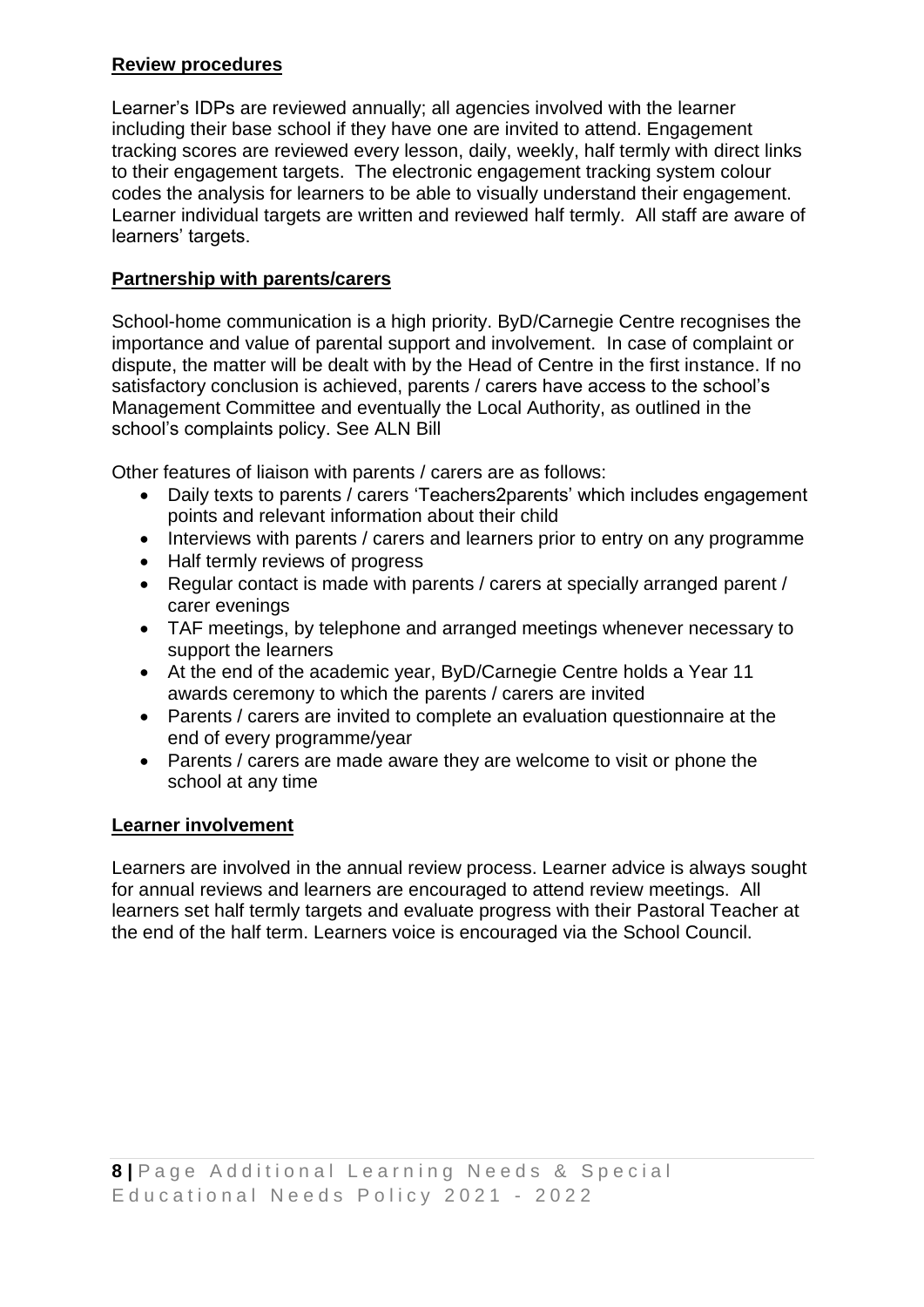## Review procedures

Learner's IDPs are reviewed annually; all agencies involved with the learner including their base school if they have one are invited to attend. Engagement tracking scores are reviewed every lesson, daily, weekly, half termly with direct links to their engagement targets. The electronic engagement tracking system colour codes the analysis for learners to be able to visually understand their engagement. Learner individual targets are written and reviewed half termly. All staff are aware of learners' targets.

## Partnership with parents/carers

School-home communication is a high priority. ByD/Carnegie Centre recognises the importance and value of parental support and involvement. In case of complaint or dispute, the matter will be dealt with by the Head of Centre in the first instance. If no satisfactory conclusion is achieved, parents / carers have access to the school's Management Committee and eventually the Local Authority, as outlined in the school's complaints policy. See ALN Bill

Other features of liaison with parents / carers are as follows:

- Daily texts to parents / carers 'Teachers2parents' which includes engagement points and relevant information about their child
- Interviews with parents / carers and learners prior to entry on any programme
- Half termly reviews of progress
- Regular contact is made with parents / carers at specially arranged parent / carer evenings
- TAF meetings, by telephone and arranged meetings whenever necessary to support the learners
- At the end of the academic year, ByD/Carnegie Centre holds a Year 11 awards ceremony to which the parents / carers are invited
- Parents / carers are invited to complete an evaluation questionnaire at the end of every programme/year
- Parents / carers are made aware they are welcome to visit or phone the school at any time

## Learner involvement

Learners are involved in the annual review process. Learner advice is always sought for annual reviews and learners are encouraged to attend review meetings. All learners set half termly targets and evaluate progress with their Pastoral Teacher at the end of the half term. Learners voice is encouraged via the School Council.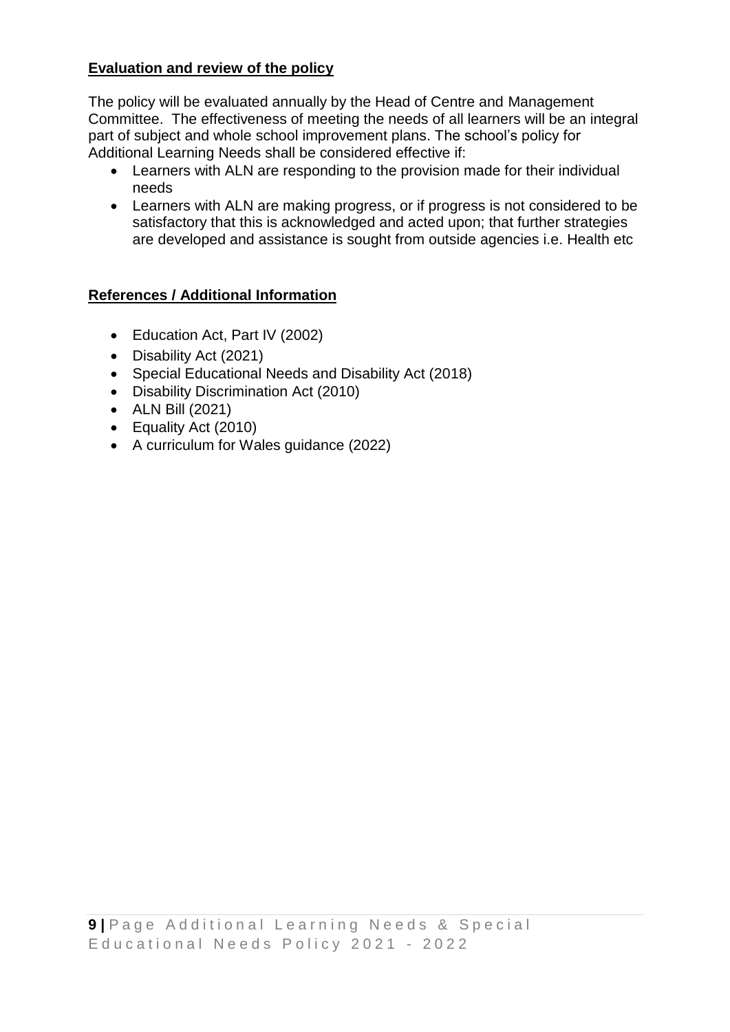**Evaluation and review of the policy**

The policy will be evaluated annually by the Head of Centre and Management Committee. The effectiveness of meeting the needs of all learners will be an integral part of subject and whole school improvement plans. The school's policy for Additional Learning Needs shall be considered effective if:

- Learners with ALN are responding to the provision made for their individual needs
- Learners with ALN are making progress, or if progress is not considered to be satisfactory that this is acknowledged and acted upon; that further strategies are developed and assistance is sought from outside agencies i.e. Health etc

**References / Additional Information**

- Education Act, Part IV (2002)
- Disability Act (2021)
- Special Educational Needs and Disability Act (2018)
- Disability Discrimination Act (2010)
- ALN Bill (2021)
- Equality Act (2010)
- A curriculum for Wales guidance (2022)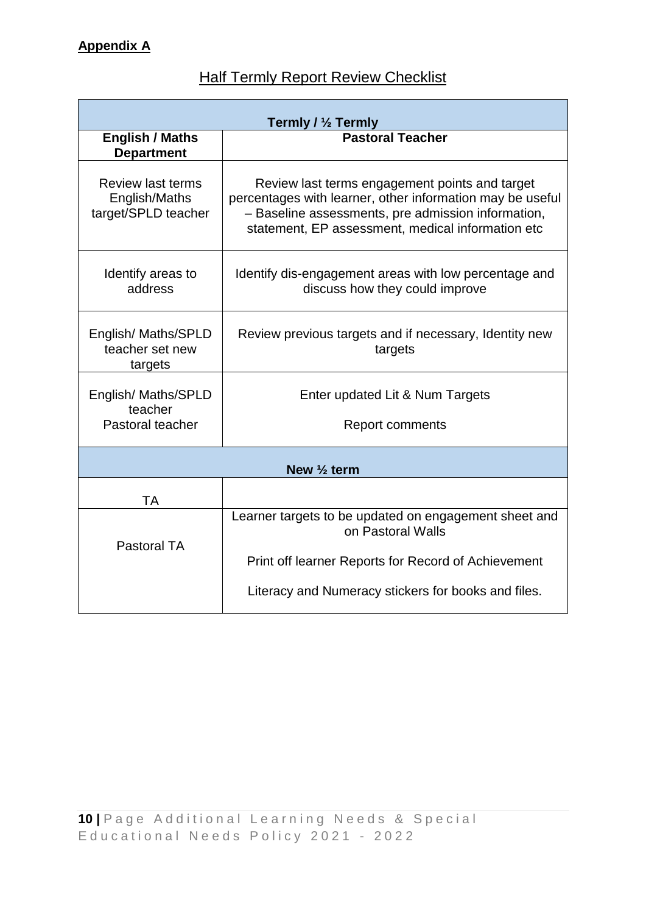**Appendix A**

## Half Termly Report Review Checklist

| Termly / ½ Termly | |
|---|---|
| **English / Maths Department** | **Pastoral Teacher** |
| Review last terms English/Maths target/SPLD teacher | Review last terms engagement points and target percentages with learner, other information may be useful – Baseline assessments, pre admission information, statement, EP assessment, medical information etc |
| Identify areas to address | Identify dis-engagement areas with low percentage and discuss how they could improve |
| English/ Maths/SPLD teacher set new targets | Review previous targets and if necessary, Identity new targets |
| English/ Maths/SPLD teacher<br>Pastoral teacher | Enter updated Lit & Num Targets<br><br>Report comments |
| **New ½ term** | |
| TA | |
| Pastoral TA | Learner targets to be updated on engagement sheet and on Pastoral Walls<br><br>Print off learner Reports for Record of Achievement<br><br>Literacy and Numeracy stickers for books and files. |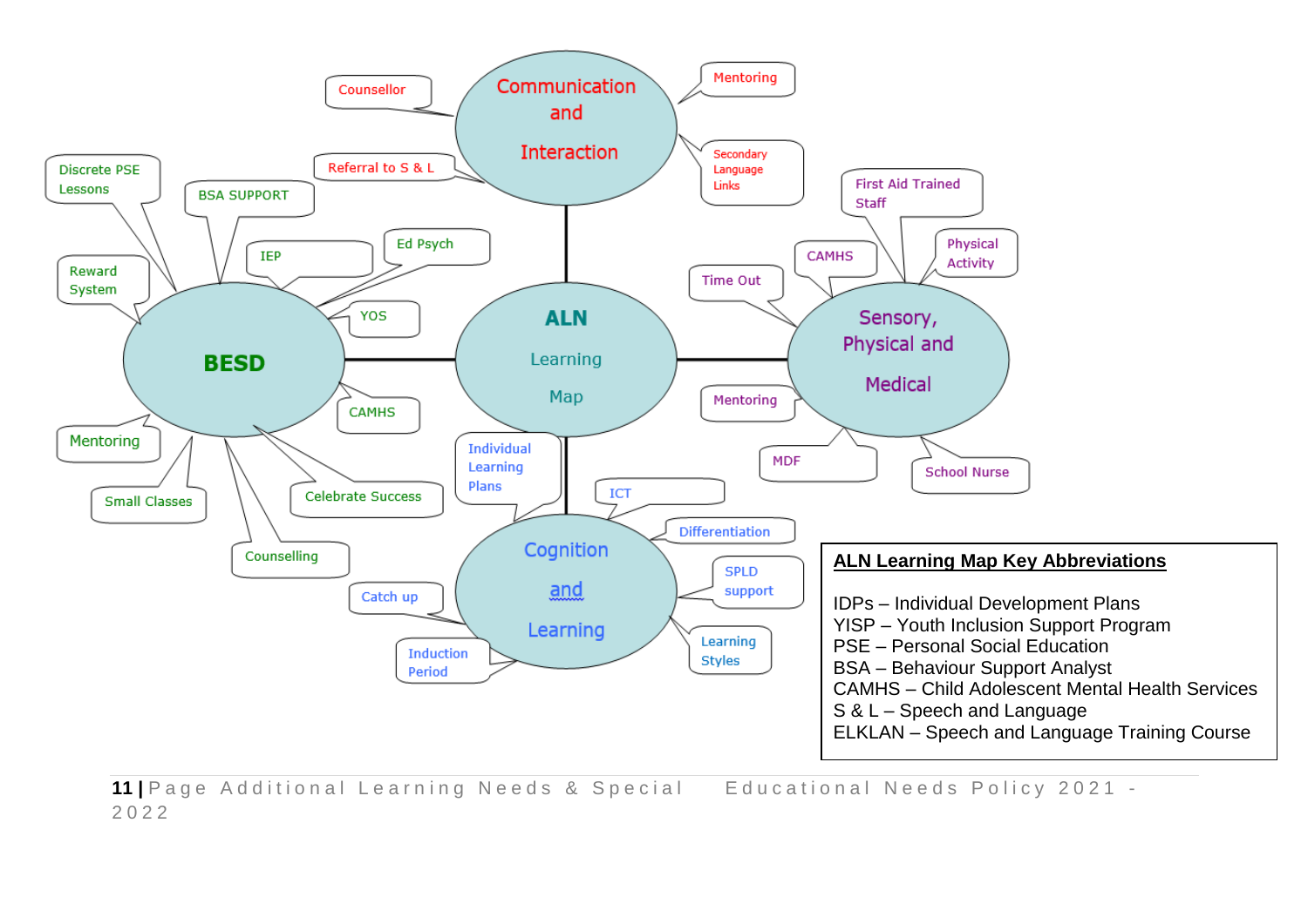ALN

Learning

Map

Communication and Interaction

Counsellor

Mentoring

Referral to S & L

Secondary Language Links

BESD

Discrete PSE Lessons

BSA SUPPORT

IEP

Ed Psych

Reward System

YOS

CAMHS

Mentoring

Small Classes

Counselling

Celebrate Success

Sensory, Physical and Medical

First Aid Trained Staff

Physical Activity

CAMHS

Time Out

Mentoring

MDF

School Nurse

Cognition and Learning

Individual Learning Plans

ICT

Differentiation

SPLD support

Catch up

Induction Period

Learning Styles

**ALN Learning Map Key Abbreviations**

IDPs – Individual Development Plans
YISP – Youth Inclusion Support Program
PSE – Personal Social Education
BSA – Behaviour Support Analyst
CAMHS – Child Adolescent Mental Health Services
S & L – Speech and Language
ELKLAN – Speech and Language Training Course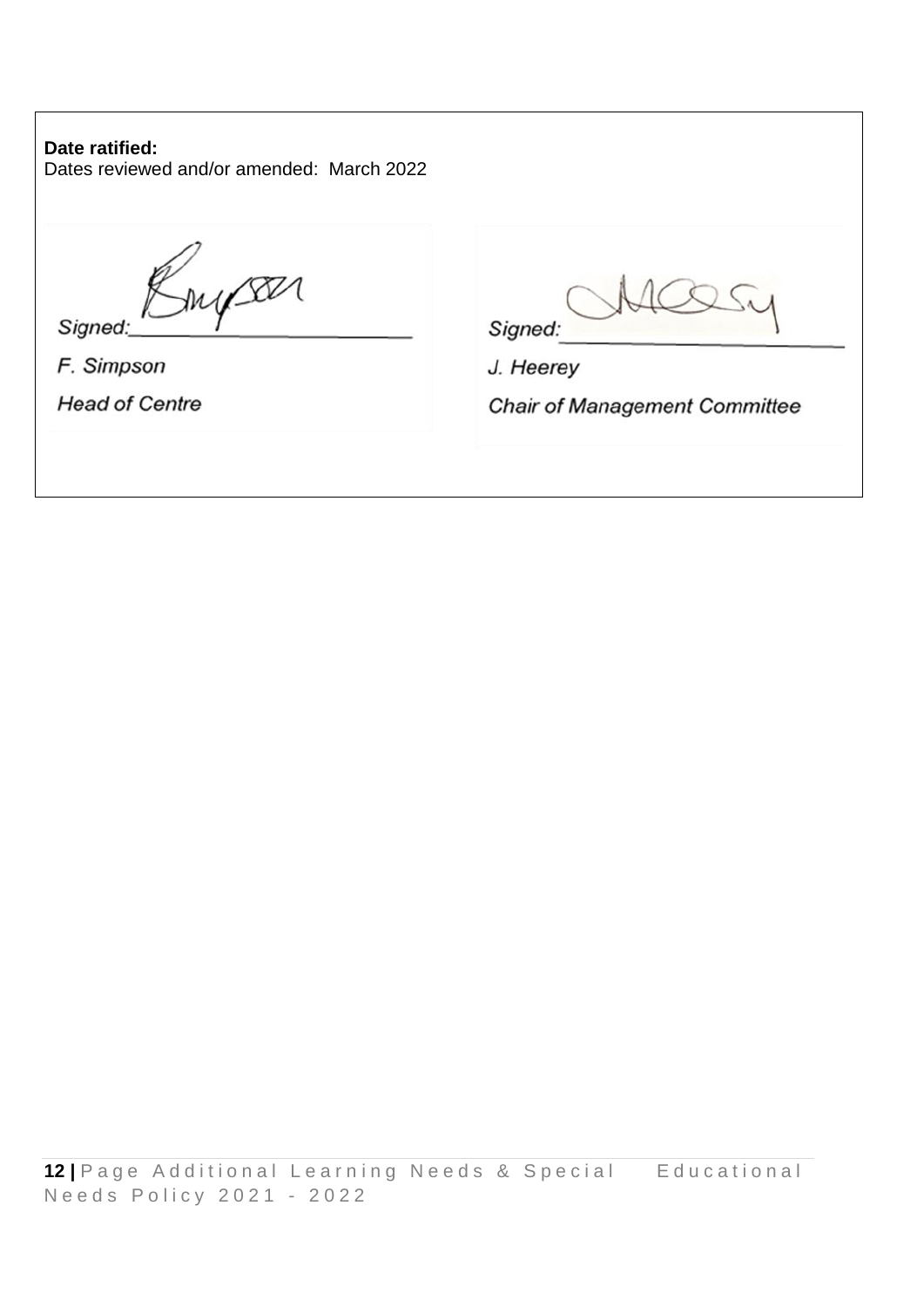**Date ratified:**
Dates reviewed and/or amended: March 2022

*Signed:*

*F. Simpson*

*Head of Centre*

*Signed:*

*J. Heerey*

*Chair of Management Committee*